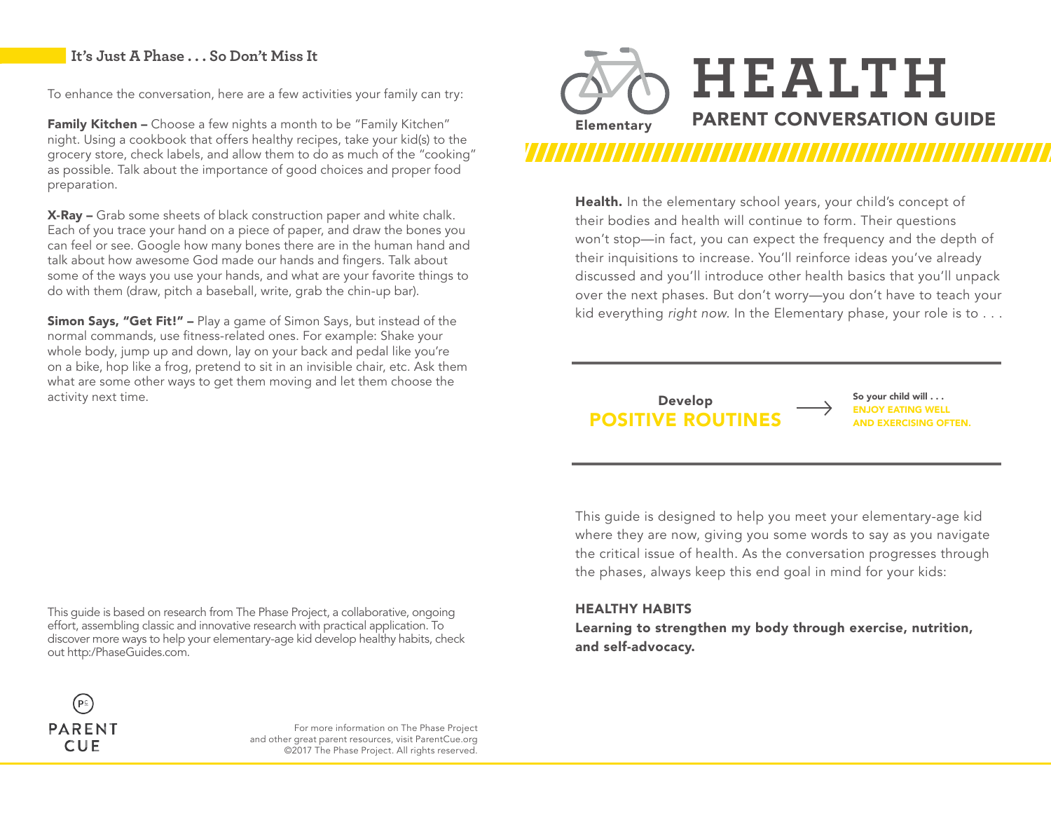# HEALTH

## PARENT CONVERSATION GUIDE

Elementary

**Health.** In the elementary school years, your child's concept of their bodies and health will continue to form. Their questions won't stop—in fact, you can expect the frequency and the depth of their inquisitions to increase. You'll reinforce ideas you've already discussed and you'll introduce other health basics that you'll unpack over the next phases. But don't worry—you don't have to teach your kid everything *right now.* In the Elementary phase, your role is to . . .

**Develop**
**POSITIVE ROUTINES** → **So your child will . . .** **ENJOY EATING WELL AND EXERCISING OFTEN.**

This guide is designed to help you meet your elementary-age kid where they are now, giving you some words to say as you navigate the critical issue of health. As the conversation progresses through the phases, always keep this end goal in mind for your kids:

**HEALTHY HABITS**
**Learning to strengthen my body through exercise, nutrition, and self-advocacy.**

## It's Just A Phase . . . So Don't Miss It

To enhance the conversation, here are a few activities your family can try:

**Family Kitchen –** Choose a few nights a month to be "Family Kitchen" night. Using a cookbook that offers healthy recipes, take your kid(s) to the grocery store, check labels, and allow them to do as much of the "cooking" as possible. Talk about the importance of good choices and proper food preparation.

**X-Ray –** Grab some sheets of black construction paper and white chalk. Each of you trace your hand on a piece of paper, and draw the bones you can feel or see. Google how many bones there are in the human hand and talk about how awesome God made our hands and fingers. Talk about some of the ways you use your hands, and what are your favorite things to do with them (draw, pitch a baseball, write, grab the chin-up bar).

**Simon Says, "Get Fit!" –** Play a game of Simon Says, but instead of the normal commands, use fitness-related ones. For example: Shake your whole body, jump up and down, lay on your back and pedal like you're on a bike, hop like a frog, pretend to sit in an invisible chair, etc. Ask them what are some other ways to get them moving and let them choose the activity next time.

This guide is based on research from The Phase Project, a collaborative, ongoing effort, assembling classic and innovative research with practical application. To discover more ways to help your elementary-age kid develop healthy habits, check out http:/PhaseGuides.com.

PARENT CUE

For more information on The Phase Project and other great parent resources, visit ParentCue.org
©2017 The Phase Project. All rights reserved.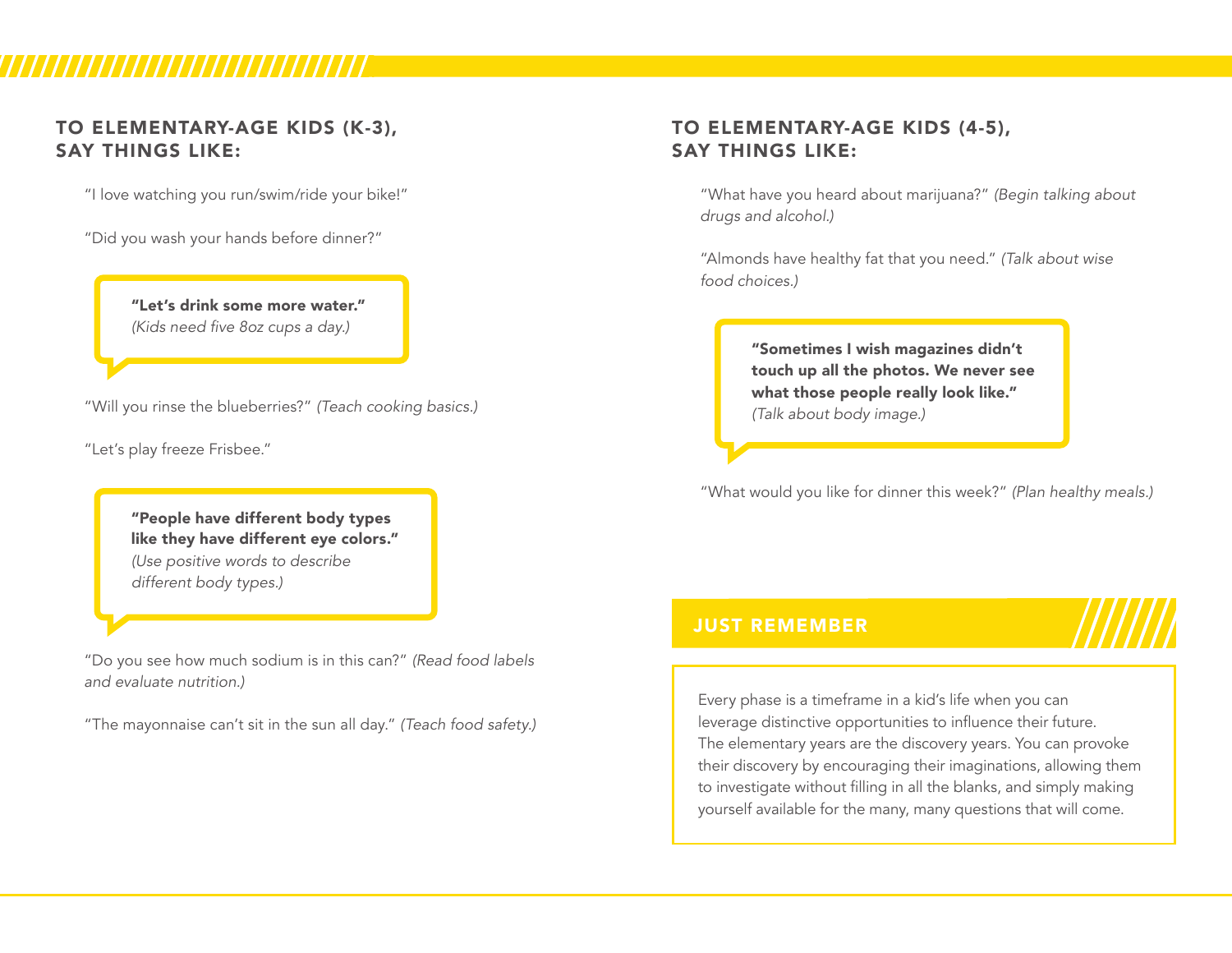## TO ELEMENTARY-AGE KIDS (K-3), SAY THINGS LIKE:

"I love watching you run/swim/ride your bike!"

"Did you wash your hands before dinner?"

**"Let's drink some more water."**
*(Kids need five 8oz cups a day.)*

"Will you rinse the blueberries?" *(Teach cooking basics.)*

"Let's play freeze Frisbee."

**"People have different body types like they have different eye colors."**
*(Use positive words to describe different body types.)*

"Do you see how much sodium is in this can?" *(Read food labels and evaluate nutrition.)*

"The mayonnaise can't sit in the sun all day." *(Teach food safety.)*

## TO ELEMENTARY-AGE KIDS (4-5), SAY THINGS LIKE:

"What have you heard about marijuana?" *(Begin talking about drugs and alcohol.)*

"Almonds have healthy fat that you need." *(Talk about wise food choices.)*

**"Sometimes I wish magazines didn't touch up all the photos. We never see what those people really look like."**
*(Talk about body image.)*

"What would you like for dinner this week?" *(Plan healthy meals.)*

## JUST REMEMBER

Every phase is a timeframe in a kid's life when you can leverage distinctive opportunities to influence their future. The elementary years are the discovery years. You can provoke their discovery by encouraging their imaginations, allowing them to investigate without filling in all the blanks, and simply making yourself available for the many, many questions that will come.